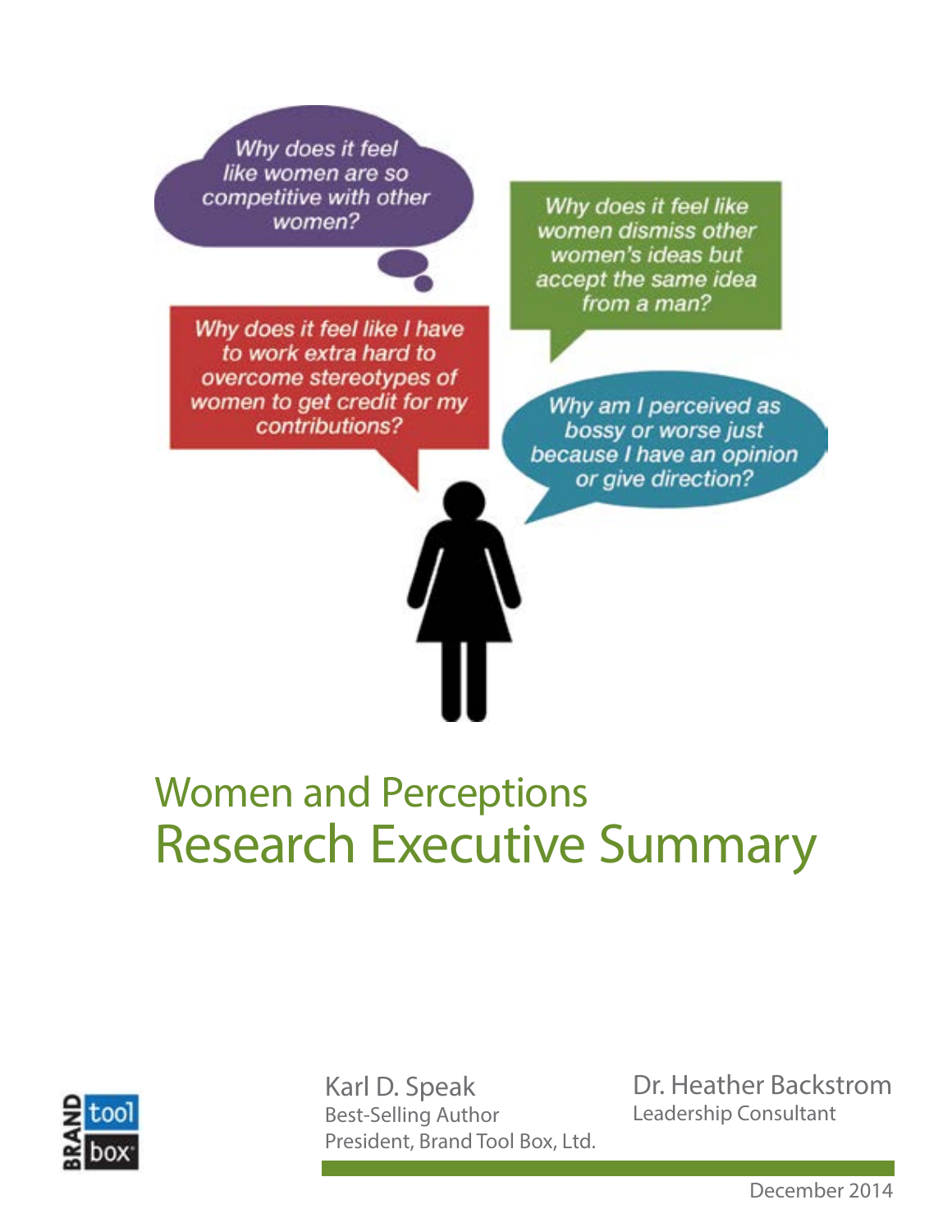Why does it feel like women are so competitive with other women?

Why does it feel like women dismiss other women's ideas but accept the same idea from a man?

Why does it feel like I have to work extra hard to overcome stereotypes of women to get credit for my contributions?

Why am I perceived as bossy or worse just because I have an opinion or give direction?

# Women and Perceptions
# Research Executive Summary

Karl D. Speak
Best-Selling Author
President, Brand Tool Box, Ltd.

Dr. Heather Backstrom
Leadership Consultant

December 2014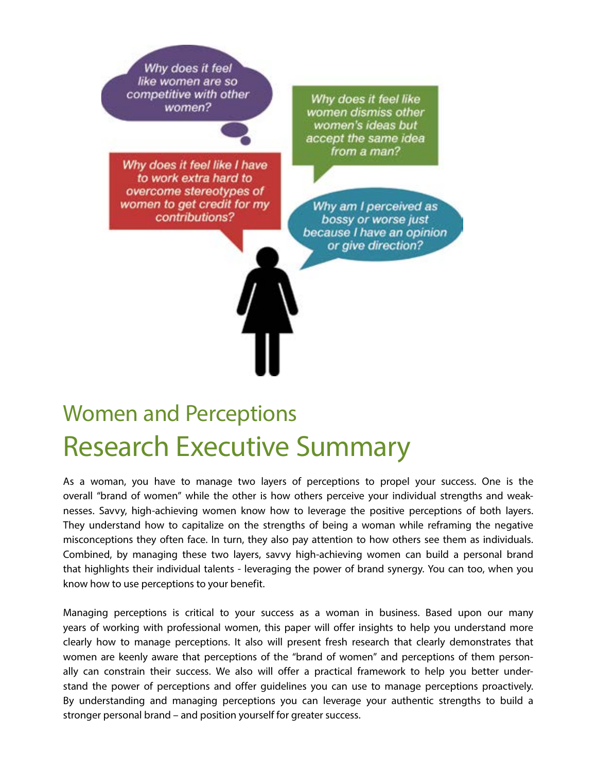Why does it feel like women are so competitive with other women?

Why does it feel like women dismiss other women's ideas but accept the same idea from a man?

Why does it feel like I have to work extra hard to overcome stereotypes of women to get credit for my contributions?

Why am I perceived as bossy or worse just because I have an opinion or give direction?

# Women and Perceptions
# Research Executive Summary

As a woman, you have to manage two layers of perceptions to propel your success. One is the overall "brand of women" while the other is how others perceive your individual strengths and weaknesses. Savvy, high-achieving women know how to leverage the positive perceptions of both layers. They understand how to capitalize on the strengths of being a woman while reframing the negative misconceptions they often face. In turn, they also pay attention to how others see them as individuals. Combined, by managing these two layers, savvy high-achieving women can build a personal brand that highlights their individual talents - leveraging the power of brand synergy. You can too, when you know how to use perceptions to your benefit.

Managing perceptions is critical to your success as a woman in business. Based upon our many years of working with professional women, this paper will offer insights to help you understand more clearly how to manage perceptions. It also will present fresh research that clearly demonstrates that women are keenly aware that perceptions of the "brand of women" and perceptions of them personally can constrain their success. We also will offer a practical framework to help you better understand the power of perceptions and offer guidelines you can use to manage perceptions proactively. By understanding and managing perceptions you can leverage your authentic strengths to build a stronger personal brand – and position yourself for greater success.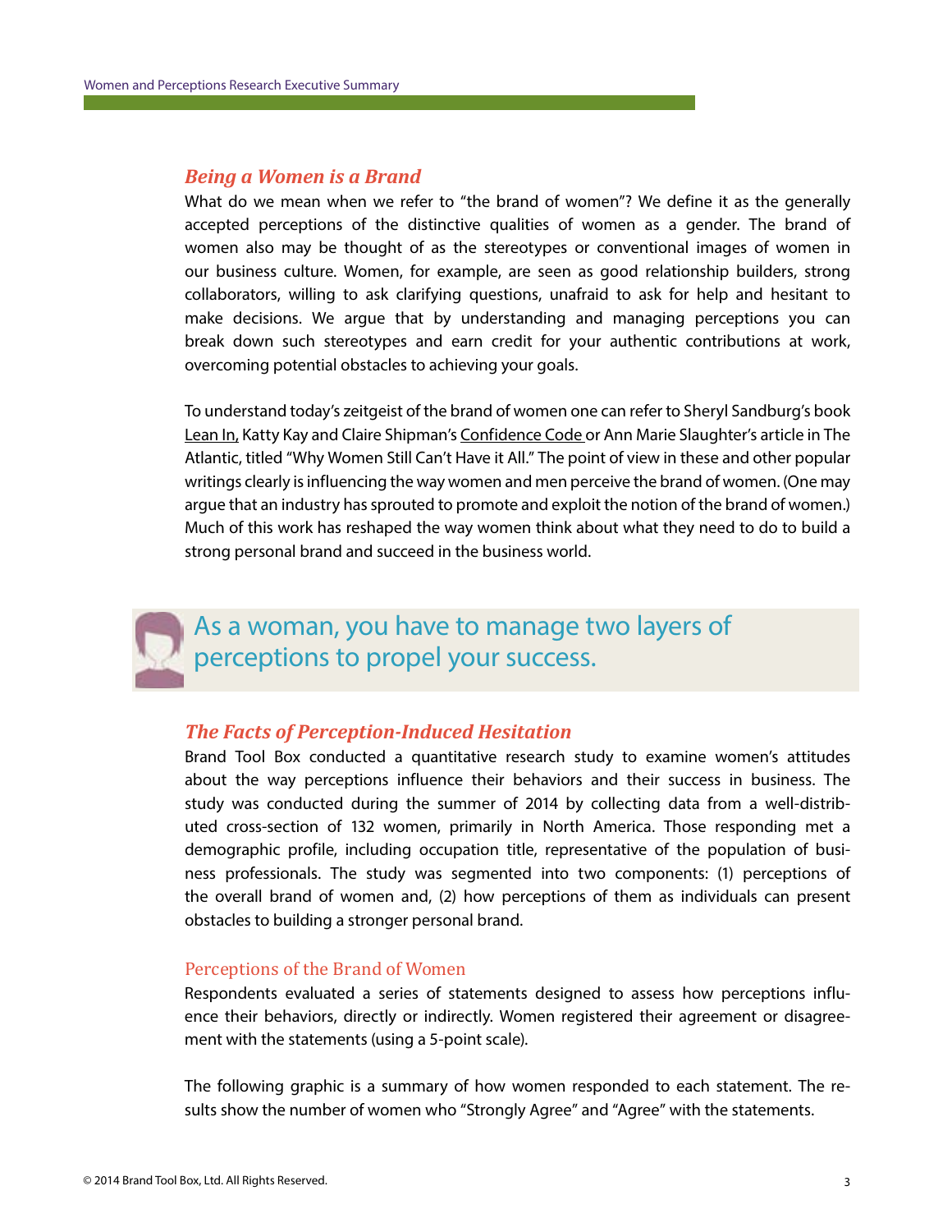## *Being a Women is a Brand*

What do we mean when we refer to "the brand of women"? We define it as the generally accepted perceptions of the distinctive qualities of women as a gender. The brand of women also may be thought of as the stereotypes or conventional images of women in our business culture. Women, for example, are seen as good relationship builders, strong collaborators, willing to ask clarifying questions, unafraid to ask for help and hesitant to make decisions. We argue that by understanding and managing perceptions you can break down such stereotypes and earn credit for your authentic contributions at work, overcoming potential obstacles to achieving your goals.

To understand today's zeitgeist of the brand of women one can refer to Sheryl Sandburg's book Lean In, Katty Kay and Claire Shipman's Confidence Code or Ann Marie Slaughter's article in The Atlantic, titled "Why Women Still Can't Have it All." The point of view in these and other popular writings clearly is influencing the way women and men perceive the brand of women. (One may argue that an industry has sprouted to promote and exploit the notion of the brand of women.) Much of this work has reshaped the way women think about what they need to do to build a strong personal brand and succeed in the business world.

> As a woman, you have to manage two layers of perceptions to propel your success.

## *The Facts of Perception-Induced Hesitation*

Brand Tool Box conducted a quantitative research study to examine women's attitudes about the way perceptions influence their behaviors and their success in business. The study was conducted during the summer of 2014 by collecting data from a well-distributed cross-section of 132 women, primarily in North America. Those responding met a demographic profile, including occupation title, representative of the population of business professionals. The study was segmented into two components: (1) perceptions of the overall brand of women and, (2) how perceptions of them as individuals can present obstacles to building a stronger personal brand.

### Perceptions of the Brand of Women

Respondents evaluated a series of statements designed to assess how perceptions influence their behaviors, directly or indirectly. Women registered their agreement or disagreement with the statements (using a 5-point scale).

The following graphic is a summary of how women responded to each statement. The results show the number of women who "Strongly Agree" and "Agree" with the statements.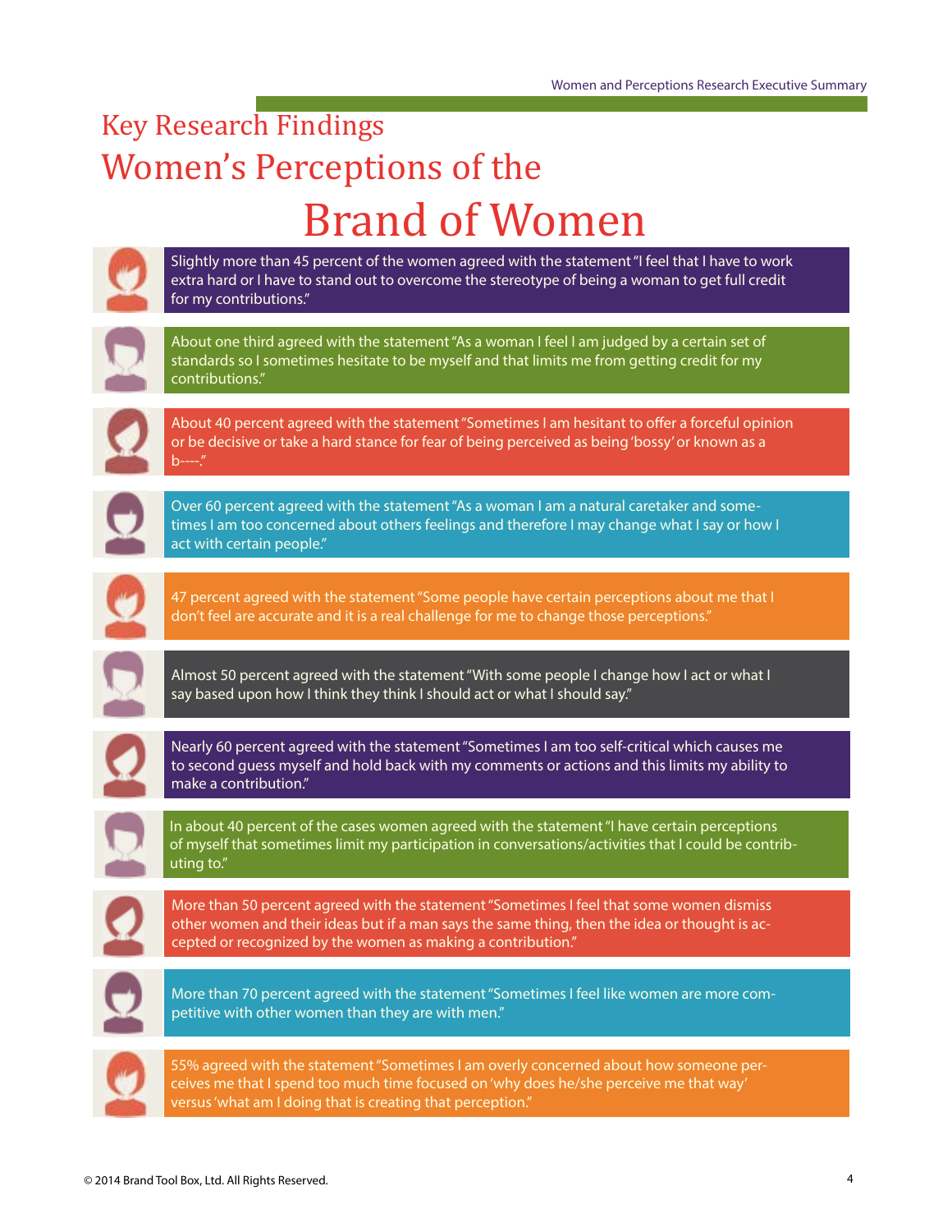# Key Research Findings

## Women's Perceptions of the Brand of Women

Slightly more than 45 percent of the women agreed with the statement "I feel that I have to work extra hard or I have to stand out to overcome the stereotype of being a woman to get full credit for my contributions."

About one third agreed with the statement "As a woman I feel I am judged by a certain set of standards so I sometimes hesitate to be myself and that limits me from getting credit for my contributions."

About 40 percent agreed with the statement "Sometimes I am hesitant to offer a forceful opinion or be decisive or take a hard stance for fear of being perceived as being 'bossy' or known as a b----."

Over 60 percent agreed with the statement "As a woman I am a natural caretaker and sometimes I am too concerned about others feelings and therefore I may change what I say or how I act with certain people."

47 percent agreed with the statement "Some people have certain perceptions about me that I don't feel are accurate and it is a real challenge for me to change those perceptions."

Almost 50 percent agreed with the statement "With some people I change how I act or what I say based upon how I think they think I should act or what I should say."

Nearly 60 percent agreed with the statement "Sometimes I am too self-critical which causes me to second guess myself and hold back with my comments or actions and this limits my ability to make a contribution."

In about 40 percent of the cases women agreed with the statement "I have certain perceptions of myself that sometimes limit my participation in conversations/activities that I could be contributing to."

More than 50 percent agreed with the statement "Sometimes I feel that some women dismiss other women and their ideas but if a man says the same thing, then the idea or thought is accepted or recognized by the women as making a contribution."

More than 70 percent agreed with the statement "Sometimes I feel like women are more competitive with other women than they are with men."

55% agreed with the statement "Sometimes I am overly concerned about how someone perceives me that I spend too much time focused on 'why does he/she perceive me that way' versus 'what am I doing that is creating that perception.'"

© 2014 Brand Tool Box, Ltd. All Rights Reserved.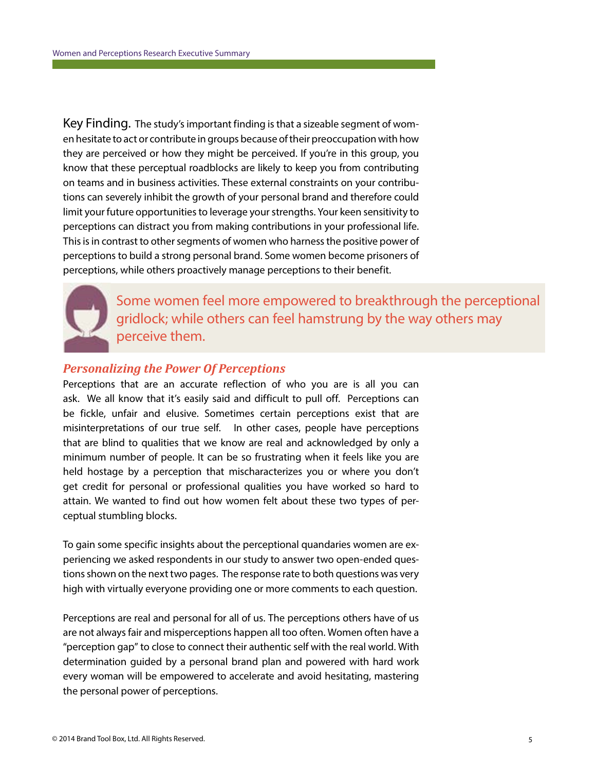**Key Finding.** The study's important finding is that a sizeable segment of women hesitate to act or contribute in groups because of their preoccupation with how they are perceived or how they might be perceived. If you're in this group, you know that these perceptual roadblocks are likely to keep you from contributing on teams and in business activities. These external constraints on your contributions can severely inhibit the growth of your personal brand and therefore could limit your future opportunities to leverage your strengths. Your keen sensitivity to perceptions can distract you from making contributions in your professional life. This is in contrast to other segments of women who harness the positive power of perceptions to build a strong personal brand. Some women become prisoners of perceptions, while others proactively manage perceptions to their benefit.

> Some women feel more empowered to breakthrough the perceptional gridlock; while others can feel hamstrung by the way others may perceive them.

## *Personalizing the Power Of Perceptions*

Perceptions that are an accurate reflection of who you are is all you can ask. We all know that it's easily said and difficult to pull off. Perceptions can be fickle, unfair and elusive. Sometimes certain perceptions exist that are misinterpretations of our true self. In other cases, people have perceptions that are blind to qualities that we know are real and acknowledged by only a minimum number of people. It can be so frustrating when it feels like you are held hostage by a perception that mischaracterizes you or where you don't get credit for personal or professional qualities you have worked so hard to attain. We wanted to find out how women felt about these two types of perceptual stumbling blocks.

To gain some specific insights about the perceptional quandaries women are experiencing we asked respondents in our study to answer two open-ended questions shown on the next two pages. The response rate to both questions was very high with virtually everyone providing one or more comments to each question.

Perceptions are real and personal for all of us. The perceptions others have of us are not always fair and misperceptions happen all too often. Women often have a "perception gap" to close to connect their authentic self with the real world. With determination guided by a personal brand plan and powered with hard work every woman will be empowered to accelerate and avoid hesitating, mastering the personal power of perceptions.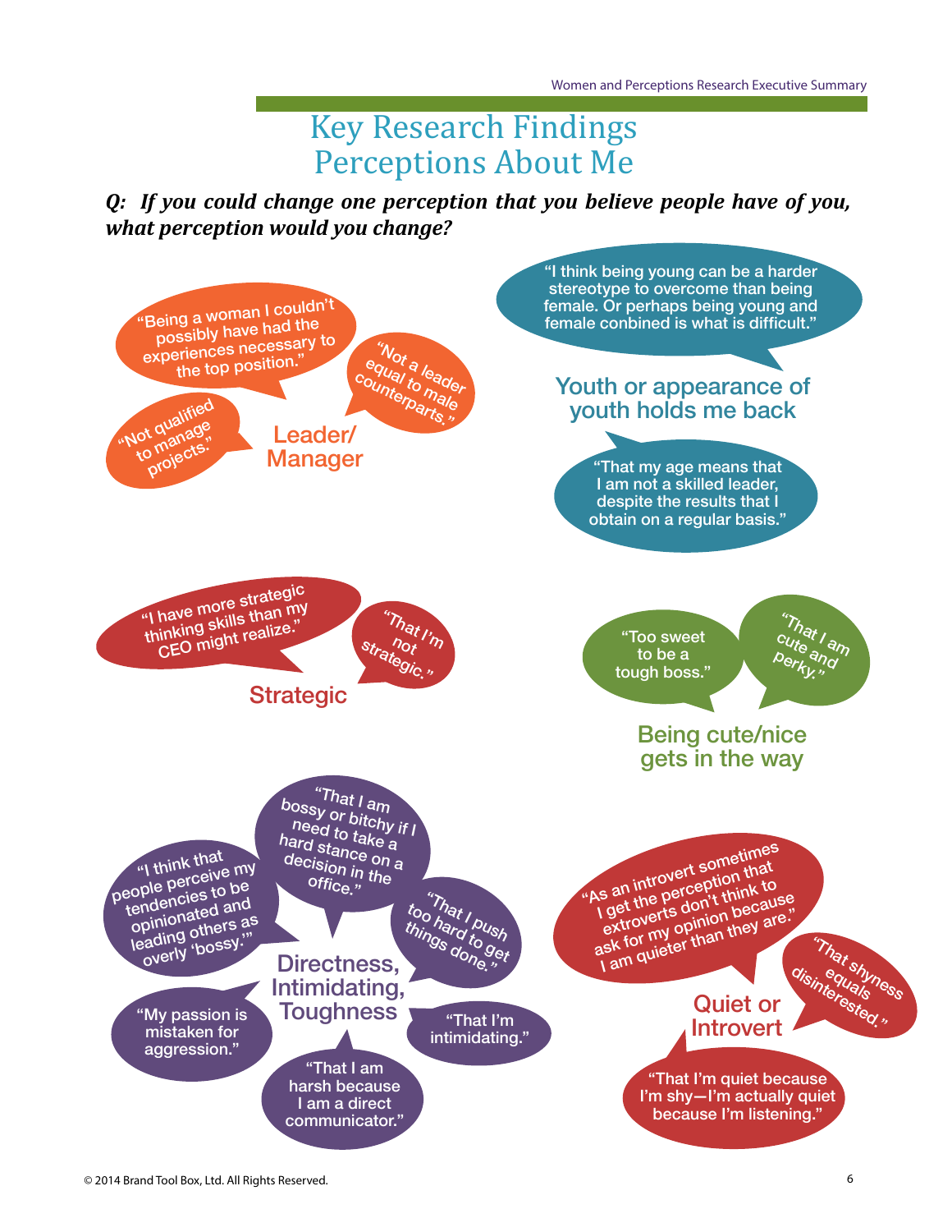# Key Research Findings
## Perceptions About Me

***Q: If you could change one perception that you believe people have of you, what perception would you change?***

### Leader/ Manager

- "Being a woman I couldn't possibly have had the experiences necessary to the top position."
- "Not a leader equal to male counterparts."
- "Not qualified to manage projects."

### Youth or appearance of youth holds me back

- "I think being young can be a harder stereotype to overcome than being female. Or perhaps being young and female conbined is what is difficult."
- "That my age means that I am not a skilled leader, despite the results that I obtain on a regular basis."

### Strategic

- "I have more strategic thinking skills than my CEO might realize."
- "That I'm not strategic."

### Being cute/nice gets in the way

- "Too sweet to be a tough boss."
- "That I am cute and perky."

### Directness, Intimidating, Toughness

- "That I am bossy or bitchy if I need to take a hard stance on a decision in the office."
- "I think that people perceive my tendencies to be opinionated and leading others as overly 'bossy.'"
- "That I push too hard to get things done."
- "My passion is mistaken for aggression."
- "That I'm intimidating."
- "That I am harsh because I am a direct communicator."

### Quiet or Introvert

- "As an introvert sometimes I get the perception that extroverts don't think to ask for my opinion because I am quieter than they are."
- "That shyness equals disinterested."
- "That I'm quiet because I'm shy—I'm actually quiet because I'm listening."

© 2014 Brand Tool Box, Ltd. All Rights Reserved.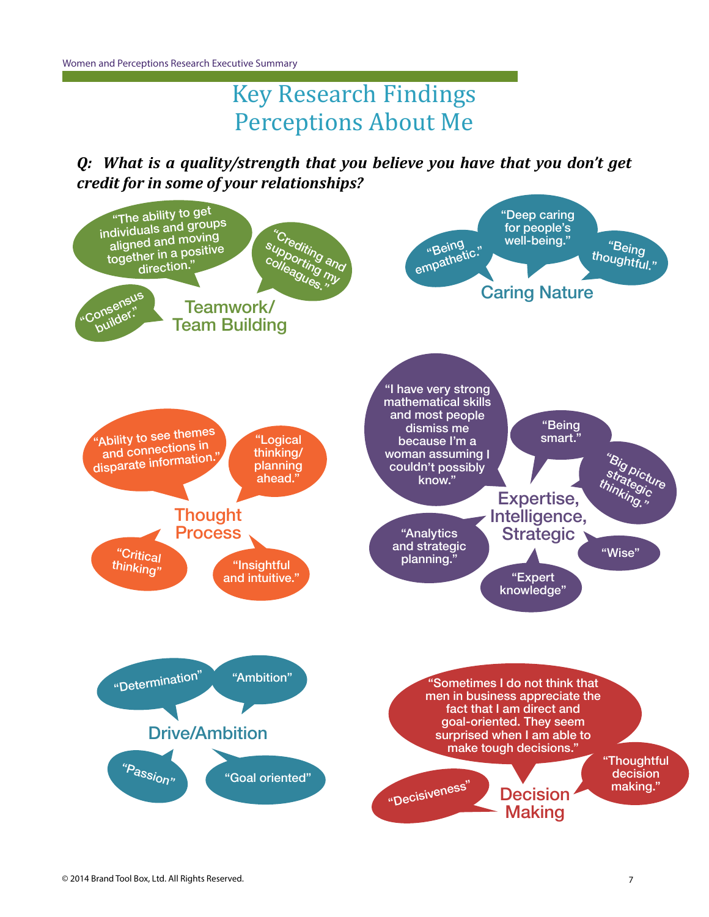# Key Research Findings
# Perceptions About Me

***Q: What is a quality/strength that you believe you have that you don't get credit for in some of your relationships?***

### Teamwork/ Team Building

- "The ability to get individuals and groups aligned and moving together in a positive direction."
- "Crediting and supporting my colleagues."
- "Consensus builder."

### Caring Nature

- "Being empathetic."
- "Deep caring for people's well-being."
- "Being thoughtful."

### Thought Process

- "Ability to see themes and connections in disparate information."
- "Logical thinking/ planning ahead."
- "Critical thinking"
- "Insightful and intuitive."

### Expertise, Intelligence, Strategic

- "I have very strong mathematical skills and most people dismiss me because I'm a woman assuming I couldn't possibly know."
- "Being smart."
- "Big picture strategic thinking."
- "Analytics and strategic planning."
- "Wise"
- "Expert knowledge"

### Drive/Ambition

- "Determination"
- "Ambition"
- "Passion"
- "Goal oriented"

### Decision Making

- "Sometimes I do not think that men in business appreciate the fact that I am direct and goal-oriented. They seem surprised when I am able to make tough decisions."
- "Decisiveness"
- "Thoughtful decision making."

© 2014 Brand Tool Box, Ltd. All Rights Reserved.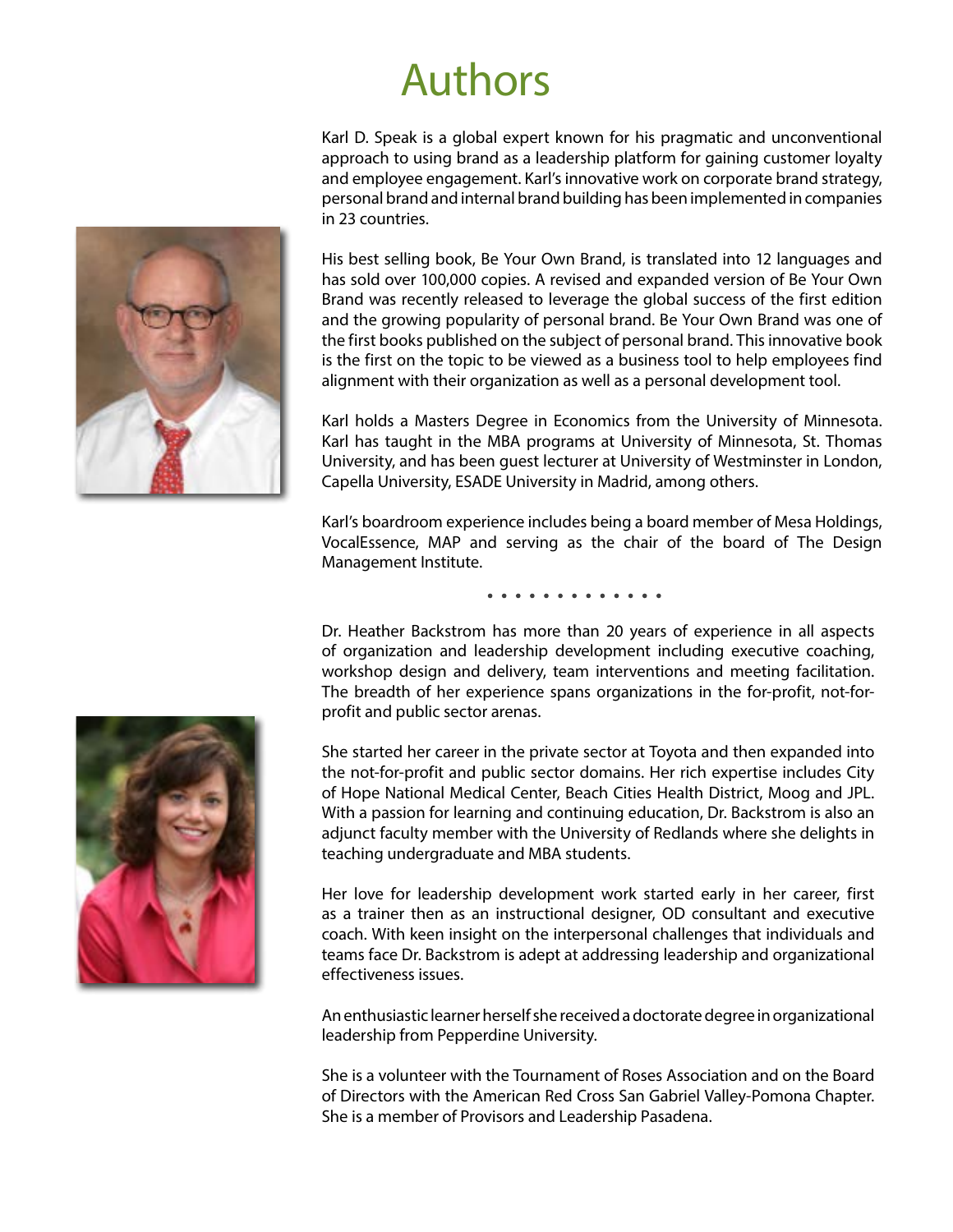# Authors

Karl D. Speak is a global expert known for his pragmatic and unconventional approach to using brand as a leadership platform for gaining customer loyalty and employee engagement. Karl's innovative work on corporate brand strategy, personal brand and internal brand building has been implemented in companies in 23 countries.

His best selling book, Be Your Own Brand, is translated into 12 languages and has sold over 100,000 copies. A revised and expanded version of Be Your Own Brand was recently released to leverage the global success of the first edition and the growing popularity of personal brand. Be Your Own Brand was one of the first books published on the subject of personal brand. This innovative book is the first on the topic to be viewed as a business tool to help employees find alignment with their organization as well as a personal development tool.

Karl holds a Masters Degree in Economics from the University of Minnesota. Karl has taught in the MBA programs at University of Minnesota, St. Thomas University, and has been guest lecturer at University of Westminster in London, Capella University, ESADE University in Madrid, among others.

Karl's boardroom experience includes being a board member of Mesa Holdings, VocalEssence, MAP and serving as the chair of the board of The Design Management Institute.

• • • • • • • • • • • • •

Dr. Heather Backstrom has more than 20 years of experience in all aspects of organization and leadership development including executive coaching, workshop design and delivery, team interventions and meeting facilitation. The breadth of her experience spans organizations in the for-profit, not-for-profit and public sector arenas.

She started her career in the private sector at Toyota and then expanded into the not-for-profit and public sector domains. Her rich expertise includes City of Hope National Medical Center, Beach Cities Health District, Moog and JPL. With a passion for learning and continuing education, Dr. Backstrom is also an adjunct faculty member with the University of Redlands where she delights in teaching undergraduate and MBA students.

Her love for leadership development work started early in her career, first as a trainer then as an instructional designer, OD consultant and executive coach. With keen insight on the interpersonal challenges that individuals and teams face Dr. Backstrom is adept at addressing leadership and organizational effectiveness issues.

An enthusiastic learner herself she received a doctorate degree in organizational leadership from Pepperdine University.

She is a volunteer with the Tournament of Roses Association and on the Board of Directors with the American Red Cross San Gabriel Valley-Pomona Chapter. She is a member of Provisors and Leadership Pasadena.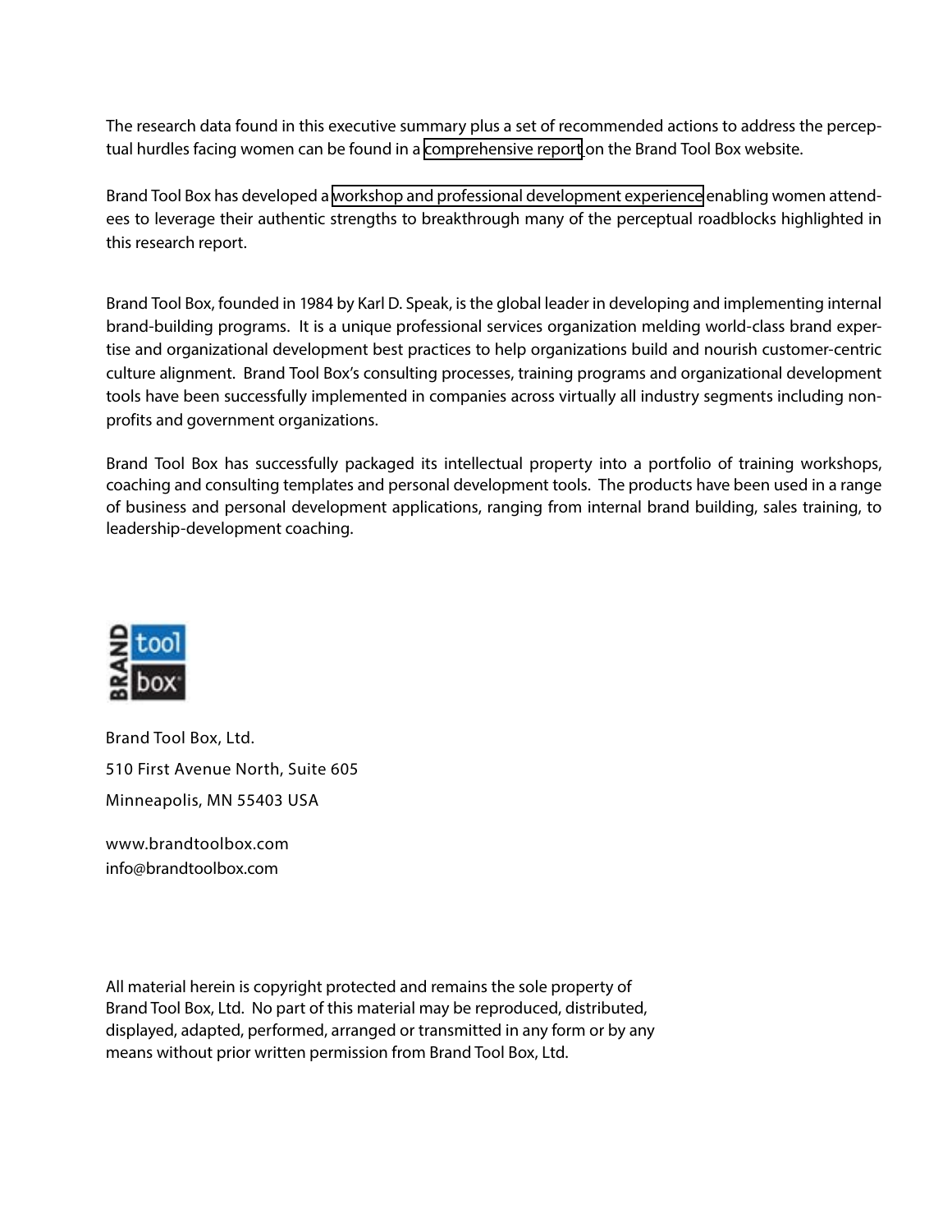The research data found in this executive summary plus a set of recommended actions to address the perceptual hurdles facing women can be found in a comprehensive report on the Brand Tool Box website.

Brand Tool Box has developed a workshop and professional development experience enabling women attendees to leverage their authentic strengths to breakthrough many of the perceptual roadblocks highlighted in this research report.

Brand Tool Box, founded in 1984 by Karl D. Speak, is the global leader in developing and implementing internal brand-building programs. It is a unique professional services organization melding world-class brand expertise and organizational development best practices to help organizations build and nourish customer-centric culture alignment. Brand Tool Box's consulting processes, training programs and organizational development tools have been successfully implemented in companies across virtually all industry segments including non-profits and government organizations.

Brand Tool Box has successfully packaged its intellectual property into a portfolio of training workshops, coaching and consulting templates and personal development tools. The products have been used in a range of business and personal development applications, ranging from internal brand building, sales training, to leadership-development coaching.

BRAND tool box®

Brand Tool Box, Ltd.

510 First Avenue North, Suite 605

Minneapolis, MN 55403 USA

www.brandtoolbox.com
info@brandtoolbox.com

All material herein is copyright protected and remains the sole property of Brand Tool Box, Ltd. No part of this material may be reproduced, distributed, displayed, adapted, performed, arranged or transmitted in any form or by any means without prior written permission from Brand Tool Box, Ltd.